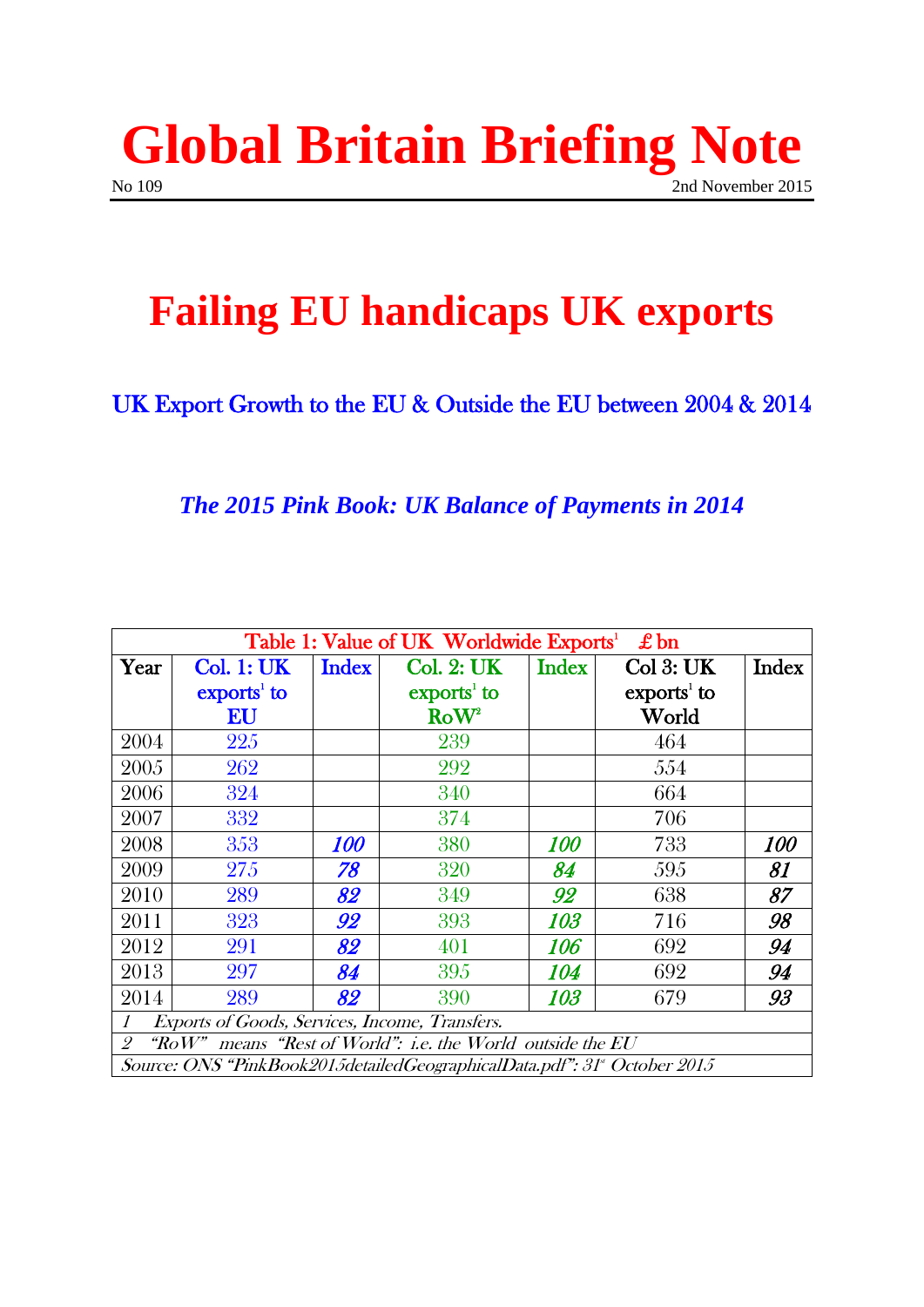# Global Britain Briefing Note

No 109 2nd November 2015

# Failing EU handicaps UK exports

## UK Export Growth to the EU & Outside the EU between 2004 & 2014

### *The 2015 Pink Book: UK Balance of Payments in 2014*

| Table 1: Value of UK Worldwide Exports[1] £ bn | | | | | | |
|---|---|---|---|---|---|---|
| **Year** | **Col. 1: UK exports[1] to EU** | **Index** | **Col. 2: UK exports[1] to RoW[2]** | **Index** | **Col 3: UK exports[1] to World** | **Index** |
| 2004 | 225 | | 239 | | 464 | |
| 2005 | 262 | | 292 | | 554 | |
| 2006 | 324 | | 340 | | 664 | |
| 2007 | 332 | | 374 | | 706 | |
| 2008 | 353 | ***100*** | 380 | ***100*** | 733 | ***100*** |
| 2009 | 275 | ***78*** | 320 | ***84*** | 595 | ***81*** |
| 2010 | 289 | ***82*** | 349 | ***92*** | 638 | ***87*** |
| 2011 | 323 | ***92*** | 393 | ***103*** | 716 | ***98*** |
| 2012 | 291 | ***82*** | 401 | ***106*** | 692 | ***94*** |
| 2013 | 297 | ***84*** | 395 | ***104*** | 692 | ***94*** |
| 2014 | 289 | ***82*** | 390 | ***103*** | 679 | ***93*** |
| *1 Exports of Goods, Services, Income, Transfers.* | | | | | | |
| *2 "RoW" means "Rest of World": i.e. the World outside the EU* | | | | | | |
| *Source: ONS "PinkBook2015detailedGeographicalData.pdf": 31st October 2015* | | | | | | |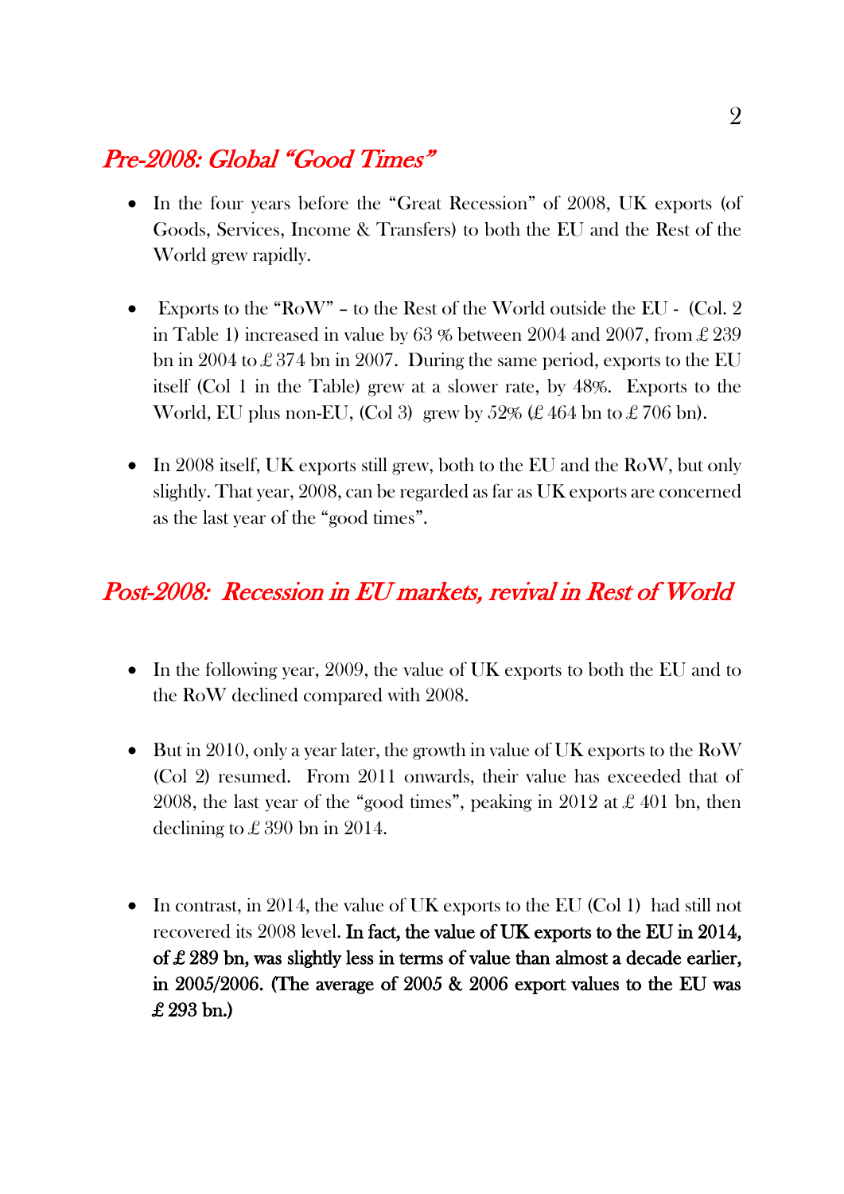## *Pre-2008: Global "Good Times"*

- In the four years before the "Great Recession" of 2008, UK exports (of Goods, Services, Income & Transfers) to both the EU and the Rest of the World grew rapidly.

- Exports to the "RoW" – to the Rest of the World outside the EU - (Col. 2 in Table 1) increased in value by 63 % between 2004 and 2007, from £ 239 bn in 2004 to £ 374 bn in 2007. During the same period, exports to the EU itself (Col 1 in the Table) grew at a slower rate, by 48%. Exports to the World, EU plus non-EU, (Col 3) grew by 52% (£ 464 bn to £ 706 bn).

- In 2008 itself, UK exports still grew, both to the EU and the RoW, but only slightly. That year, 2008, can be regarded as far as UK exports are concerned as the last year of the "good times".

## *Post-2008: Recession in EU markets, revival in Rest of World*

- In the following year, 2009, the value of UK exports to both the EU and to the RoW declined compared with 2008.

- But in 2010, only a year later, the growth in value of UK exports to the RoW (Col 2) resumed. From 2011 onwards, their value has exceeded that of 2008, the last year of the "good times", peaking in 2012 at £ 401 bn, then declining to £ 390 bn in 2014.

- In contrast, in 2014, the value of UK exports to the EU (Col 1) had still not recovered its 2008 level. **In fact, the value of UK exports to the EU in 2014, of £ 289 bn, was slightly less in terms of value than almost a decade earlier, in 2005/2006. (The average of 2005 & 2006 export values to the EU was £ 293 bn.)**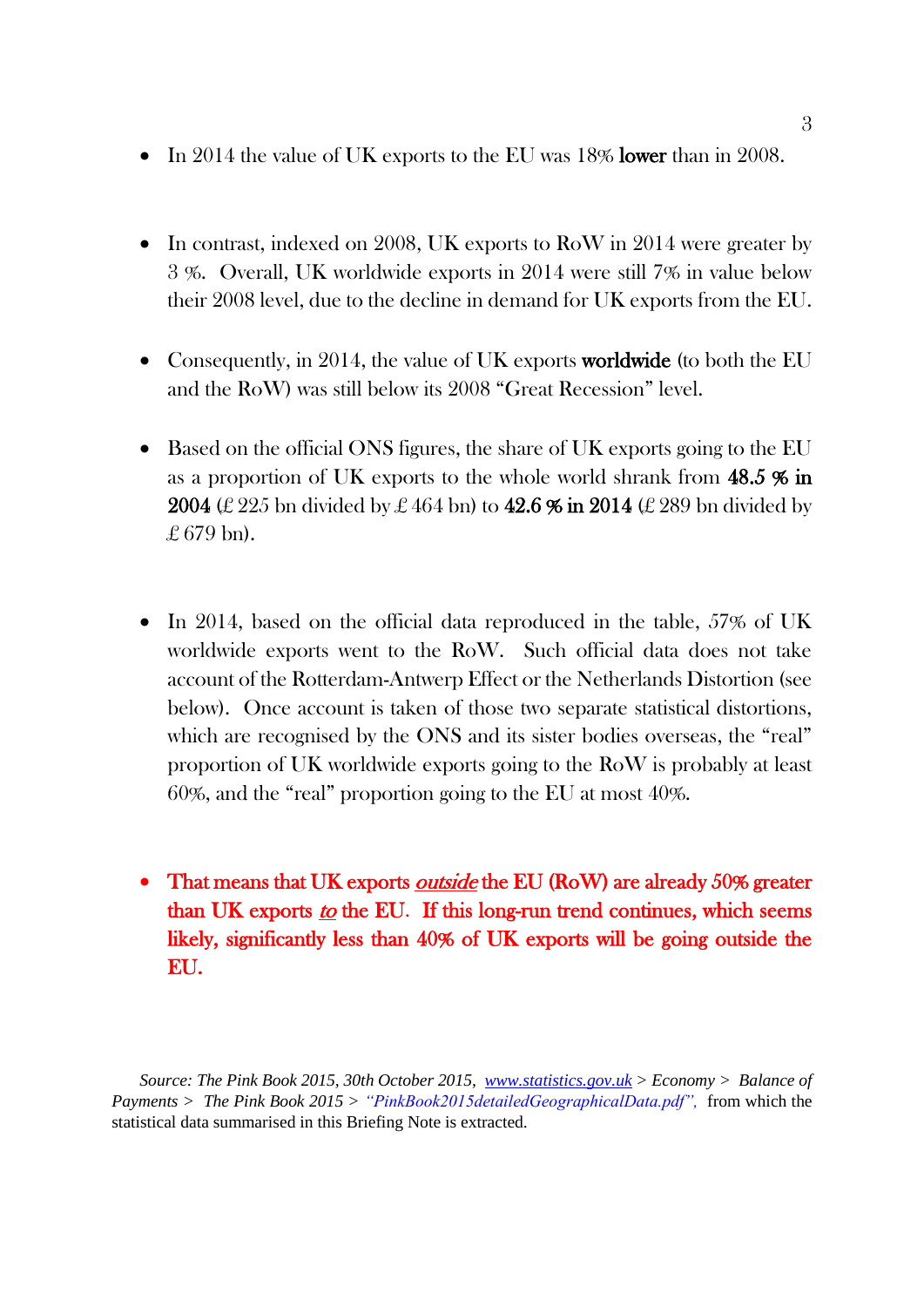- In 2014 the value of UK exports to the EU was 18% **lower** than in 2008.

- In contrast, indexed on 2008, UK exports to RoW in 2014 were greater by 3 %. Overall, UK worldwide exports in 2014 were still 7% in value below their 2008 level, due to the decline in demand for UK exports from the EU.

- Consequently, in 2014, the value of UK exports **worldwide** (to both the EU and the RoW) was still below its 2008 "Great Recession" level.

- Based on the official ONS figures, the share of UK exports going to the EU as a proportion of UK exports to the whole world shrank from **48.5 % in 2004** (£ 225 bn divided by £ 464 bn) to **42.6 % in 2014** (£ 289 bn divided by £ 679 bn).

- In 2014, based on the official data reproduced in the table, 57% of UK worldwide exports went to the RoW. Such official data does not take account of the Rotterdam-Antwerp Effect or the Netherlands Distortion (see below). Once account is taken of those two separate statistical distortions, which are recognised by the ONS and its sister bodies overseas, the "real" proportion of UK worldwide exports going to the RoW is probably at least 60%, and the "real" proportion going to the EU at most 40%.

- **That means that UK exports _outside_ the EU (RoW) are already 50% greater than UK exports _to_ the EU. If this long-run trend continues, which seems likely, significantly less than 40% of UK exports will be going outside the EU.**

*Source: The Pink Book 2015, 30th October 2015, www.statistics.gov.uk > Economy > Balance of Payments > The Pink Book 2015 > "PinkBook2015detailedGeographicalData.pdf",* from which the statistical data summarised in this Briefing Note is extracted.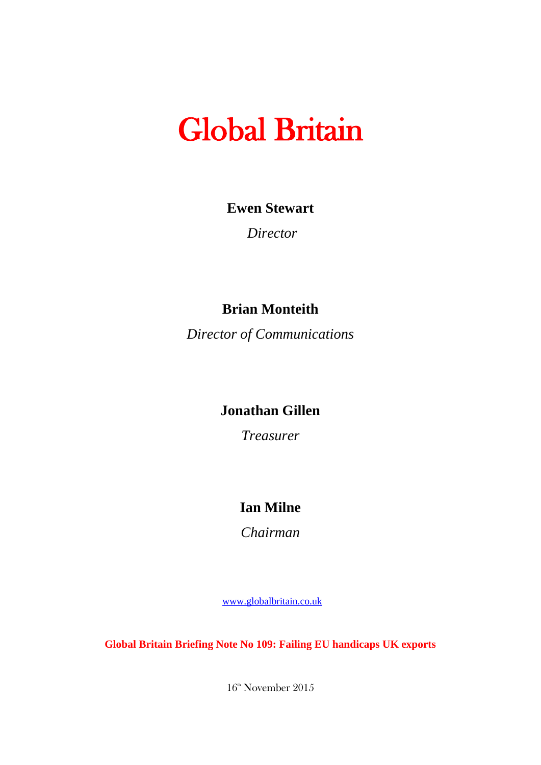# Global Britain

**Ewen Stewart**

*Director*

**Brian Monteith**

*Director of Communications*

**Jonathan Gillen**

*Treasurer*

**Ian Milne**

*Chairman*

www.globalbritain.co.uk

**Global Britain Briefing Note No 109: Failing EU handicaps UK exports**

16th November 2015